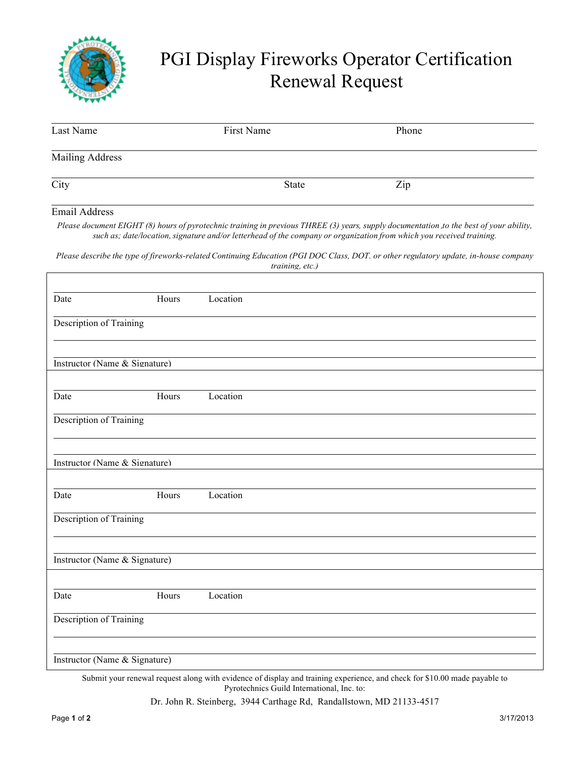# PGI Display Fireworks Operator Certification Renewal Request

Last Name | First Name | Phone

Mailing Address

City | State | Zip

Email Address

*Please document EIGHT (8) hours of pyrotechnic training in previous THREE (3) years, supply documentation ,to the best of your ability, such as; date/location, signature and/or letterhead of the company or organization from which you received training.*

*Please describe the type of fireworks-related Continuing Education (PGI DOC Class, DOT. or other regulatory update, in-house company training, etc.)*

Date | Hours | Location

Description of Training

Instructor (Name & Signature)

---

Date | Hours | Location

Description of Training

Instructor (Name & Signature)

---

Date | Hours | Location

Description of Training

Instructor (Name & Signature)

---

Date | Hours | Location

Description of Training

Instructor (Name & Signature)

---

Submit your renewal request along with evidence of display and training experience, and check for $10.00 made payable to Pyrotechnics Guild International, Inc. to:

Dr. John R. Steinberg, 3944 Carthage Rd, Randallstown, MD 21133-4517

3/17/2013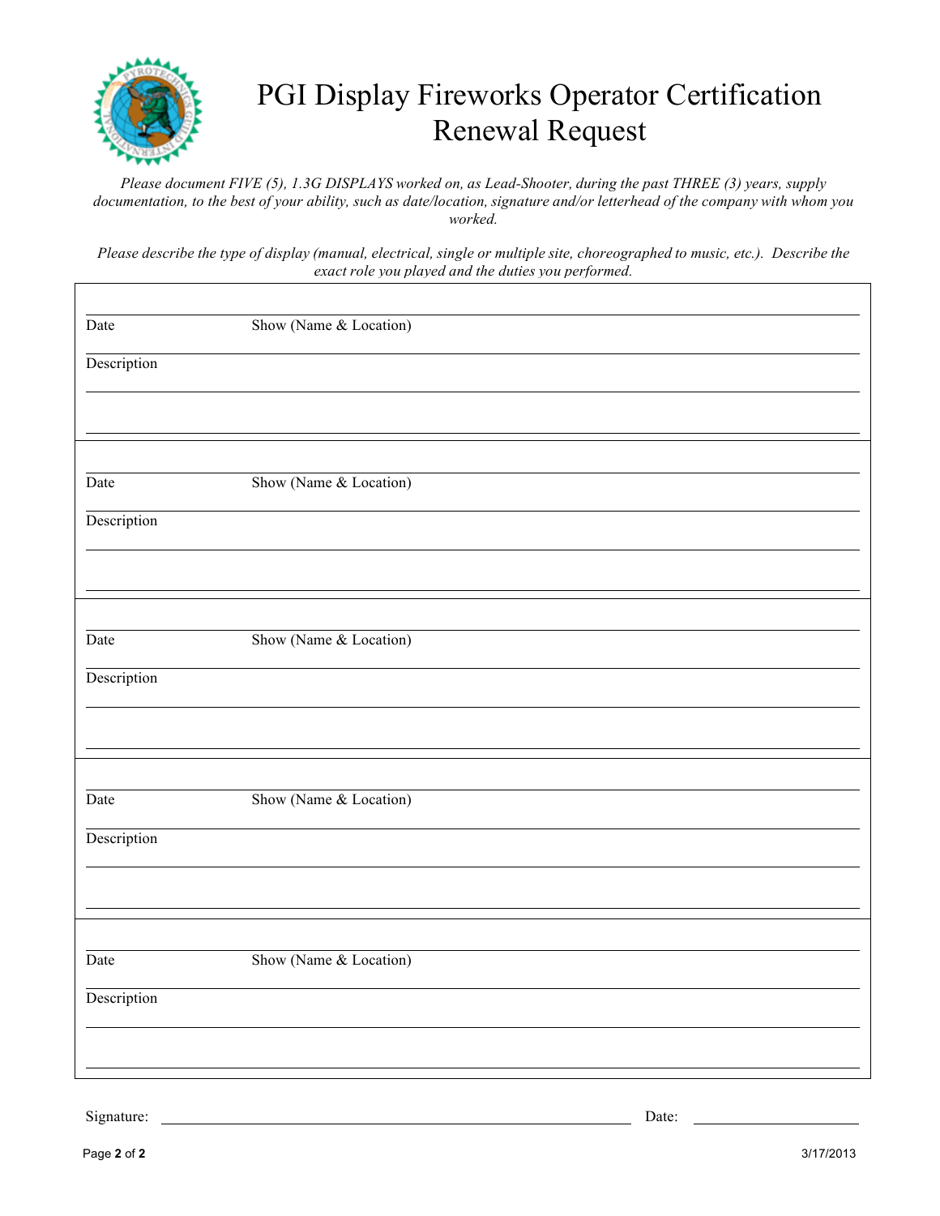# PGI Display Fireworks Operator Certification Renewal Request

*Please document FIVE (5), 1.3G DISPLAYS worked on, as Lead-Shooter, during the past THREE (3) years, supply documentation, to the best of your ability, such as date/location, signature and/or letterhead of the company with whom you worked.*

*Please describe the type of display (manual, electrical, single or multiple site, choreographed to music, etc.). Describe the exact role you played and the duties you performed.*

Date ____________ Show (Name & Location) ____________________________________________

Description ______________________________________________________________________

__________________________________________________________________________________

__________________________________________________________________________________

Date ____________ Show (Name & Location) ____________________________________________

Description ______________________________________________________________________

__________________________________________________________________________________

__________________________________________________________________________________

Date ____________ Show (Name & Location) ____________________________________________

Description ______________________________________________________________________

__________________________________________________________________________________

__________________________________________________________________________________

Date ____________ Show (Name & Location) ____________________________________________

Description ______________________________________________________________________

__________________________________________________________________________________

__________________________________________________________________________________

Date ____________ Show (Name & Location) ____________________________________________

Description ______________________________________________________________________

__________________________________________________________________________________

__________________________________________________________________________________

Signature: ________________________________________ Date: ________________

3/17/2013